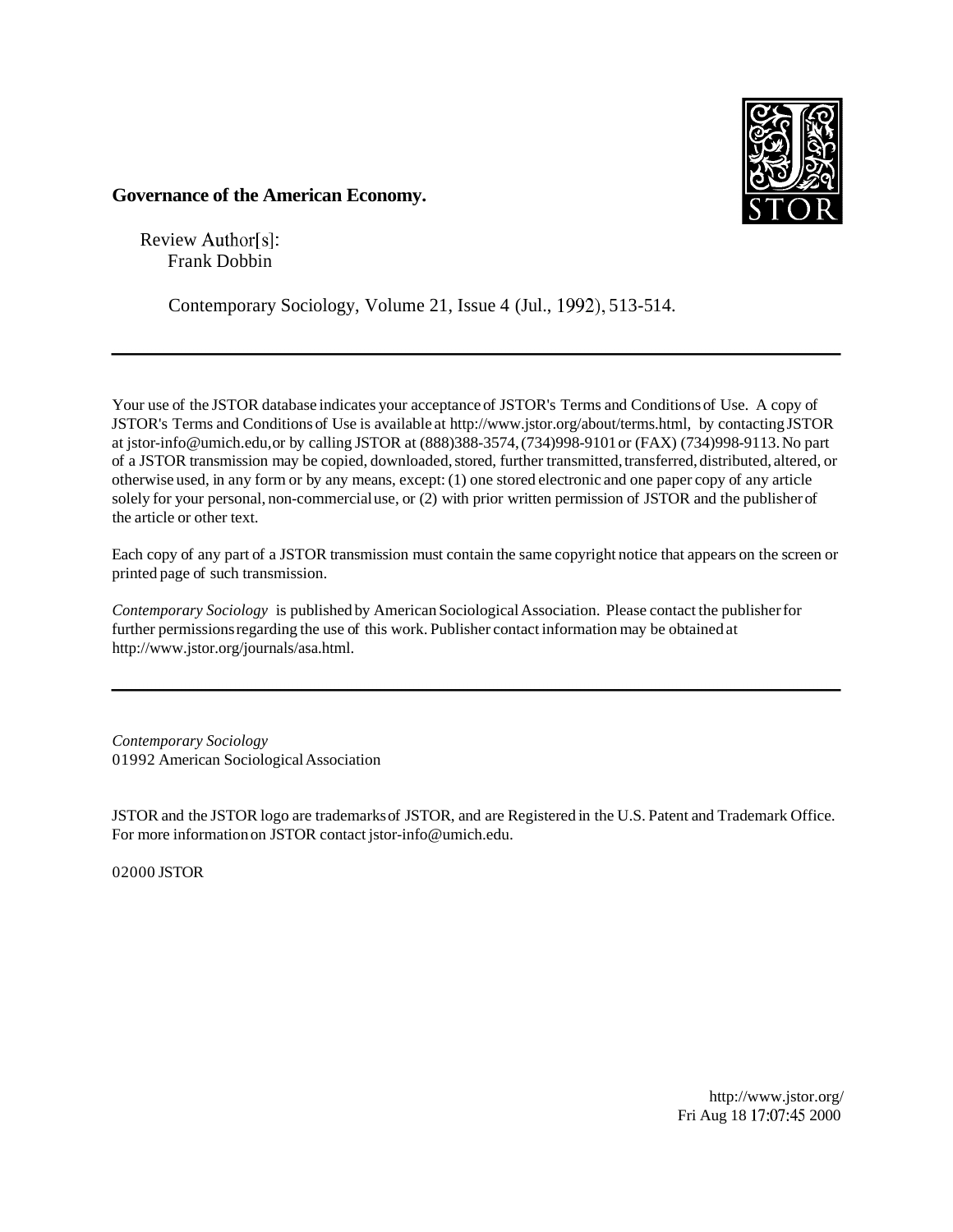**Governance of the American Economy.**

Review Author[s]:
Frank Dobbin

Contemporary Sociology, Volume 21, Issue 4 (Jul., 1992), 513-514.

---

Your use of the JSTOR database indicates your acceptance of JSTOR's Terms and Conditions of Use. A copy of JSTOR's Terms and Conditions of Use is available at http://www.jstor.org/about/terms.html, by contacting JSTOR at jstor-info@umich.edu, or by calling JSTOR at (888)388-3574, (734)998-9101 or (FAX) (734)998-9113. No part of a JSTOR transmission may be copied, downloaded, stored, further transmitted, transferred, distributed, altered, or otherwise used, in any form or by any means, except: (1) one stored electronic and one paper copy of any article solely for your personal, non-commercial use, or (2) with prior written permission of JSTOR and the publisher of the article or other text.

Each copy of any part of a JSTOR transmission must contain the same copyright notice that appears on the screen or printed page of such transmission.

*Contemporary Sociology* is published by American Sociological Association. Please contact the publisher for further permissions regarding the use of this work. Publisher contact information may be obtained at http://www.jstor.org/journals/asa.html.

---

*Contemporary Sociology*
©1992 American Sociological Association

JSTOR and the JSTOR logo are trademarks of JSTOR, and are Registered in the U.S. Patent and Trademark Office. For more information on JSTOR contact jstor-info@umich.edu.

©2000 JSTOR

http://www.jstor.org/
Fri Aug 18 17:07:45 2000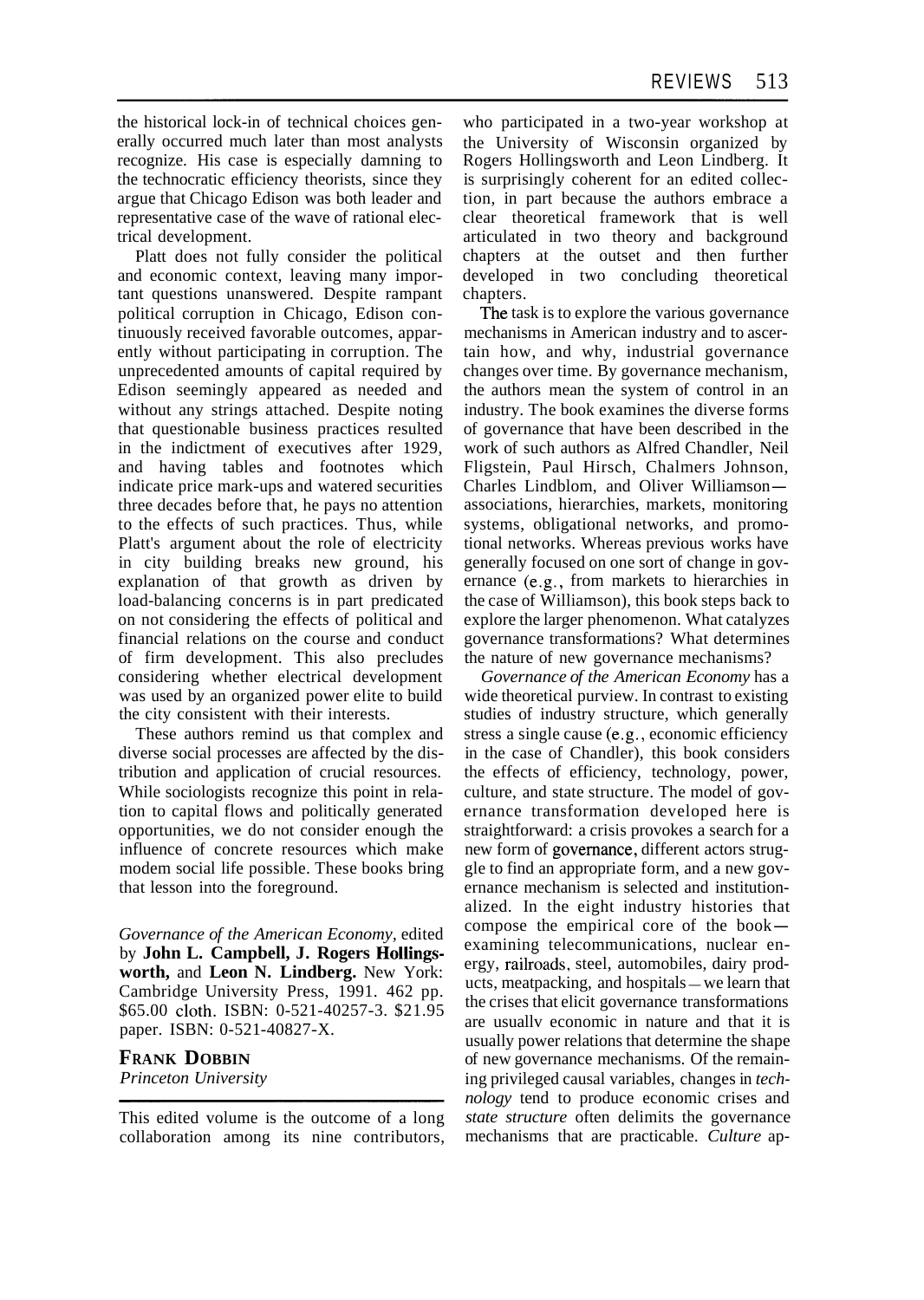the historical lock-in of technical choices generally occurred much later than most analysts recognize. His case is especially damning to the technocratic efficiency theorists, since they argue that Chicago Edison was both leader and representative case of the wave of rational electrical development.

Platt does not fully consider the political and economic context, leaving many important questions unanswered. Despite rampant political corruption in Chicago, Edison continuously received favorable outcomes, apparently without participating in corruption. The unprecedented amounts of capital required by Edison seemingly appeared as needed and without any strings attached. Despite noting that questionable business practices resulted in the indictment of executives after 1929, and having tables and footnotes which indicate price mark-ups and watered securities three decades before that, he pays no attention to the effects of such practices. Thus, while Platt's argument about the role of electricity in city building breaks new ground, his explanation of that growth as driven by load-balancing concerns is in part predicated on not considering the effects of political and financial relations on the course and conduct of firm development. This also precludes considering whether electrical development was used by an organized power elite to build the city consistent with their interests.

These authors remind us that complex and diverse social processes are affected by the distribution and application of crucial resources. While sociologists recognize this point in relation to capital flows and politically generated opportunities, we do not consider enough the influence of concrete resources which make modem social life possible. These books bring that lesson into the foreground.

*Governance of the American Economy*, edited by **John L. Campbell, J. Rogers Hollingsworth,** and **Leon N. Lindberg.** New York: Cambridge University Press, 1991. 462 pp. $65.00 cloth. ISBN: 0-521-40257-3. $21.95 paper. ISBN: 0-521-40827-X.

**FRANK DOBBIN**
*Princeton University*

This edited volume is the outcome of a long collaboration among its nine contributors, who participated in a two-year workshop at the University of Wisconsin organized by Rogers Hollingsworth and Leon Lindberg. It is surprisingly coherent for an edited collection, in part because the authors embrace a clear theoretical framework that is well articulated in two theory and background chapters at the outset and then further developed in two concluding theoretical chapters.

The task is to explore the various governance mechanisms in American industry and to ascertain how, and why, industrial governance changes over time. By governance mechanism, the authors mean the system of control in an industry. The book examines the diverse forms of governance that have been described in the work of such authors as Alfred Chandler, Neil Fligstein, Paul Hirsch, Chalmers Johnson, Charles Lindblom, and Oliver Williamson—associations, hierarchies, markets, monitoring systems, obligational networks, and promotional networks. Whereas previous works have generally focused on one sort of change in governance (e.g., from markets to hierarchies in the case of Williamson), this book steps back to explore the larger phenomenon. What catalyzes governance transformations? What determines the nature of new governance mechanisms?

*Governance of the American Economy* has a wide theoretical purview. In contrast to existing studies of industry structure, which generally stress a single cause (e.g., economic efficiency in the case of Chandler), this book considers the effects of efficiency, technology, power, culture, and state structure. The model of governance transformation developed here is straightforward: a crisis provokes a search for a new form of governance, different actors struggle to find an appropriate form, and a new governance mechanism is selected and institutionalized. In the eight industry histories that compose the empirical core of the book—examining telecommunications, nuclear energy, railroads, steel, automobiles, dairy products, meatpacking, and hospitals—we learn that the crises that elicit governance transformations are usuallv economic in nature and that it is usually power relations that determine the shape of new governance mechanisms. Of the remaining privileged causal variables, changes in *technology* tend to produce economic crises and *state structure* often delimits the governance mechanisms that are practicable. *Culture* ap-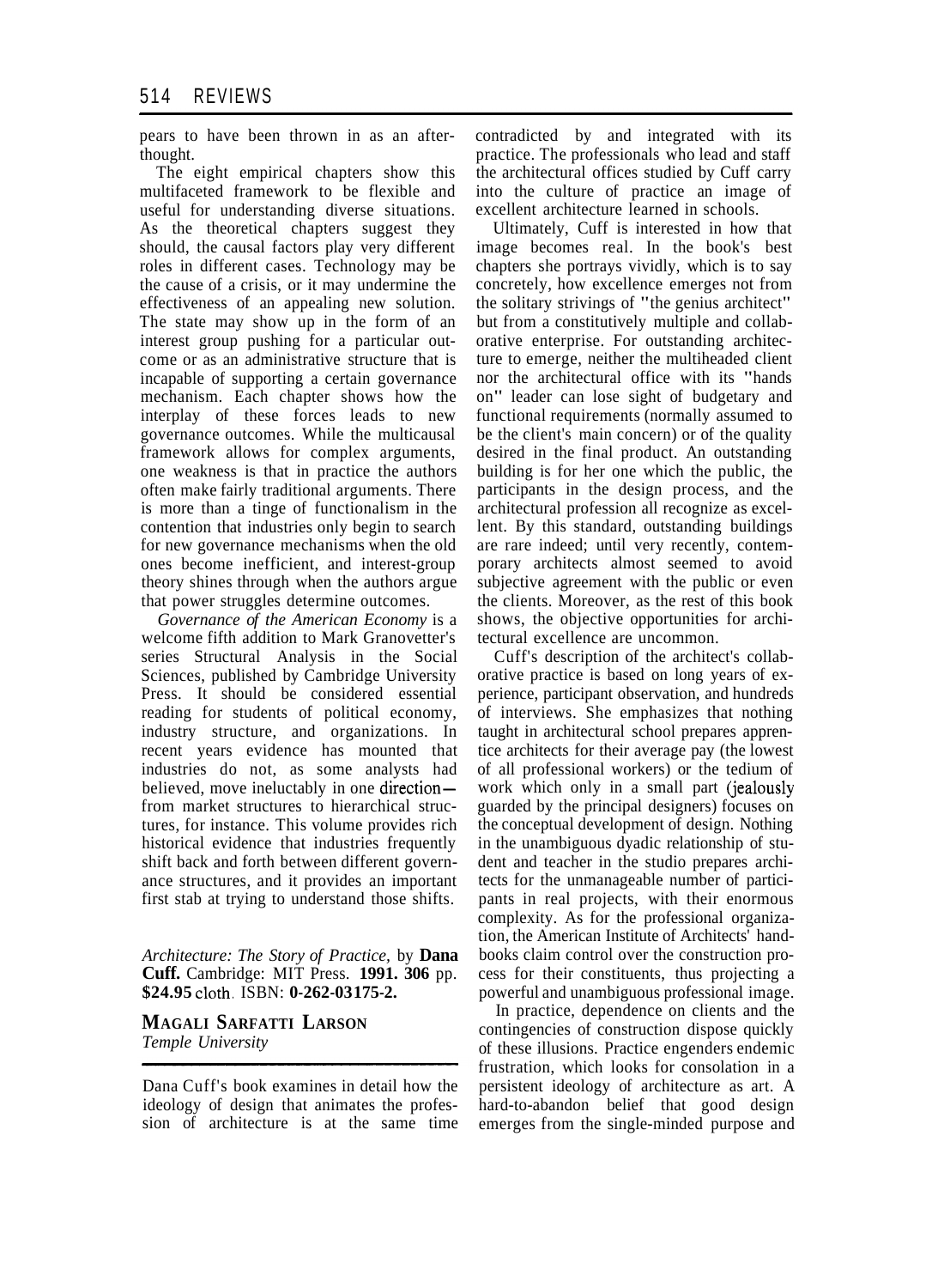pears to have been thrown in as an afterthought.

The eight empirical chapters show this multifaceted framework to be flexible and useful for understanding diverse situations. As the theoretical chapters suggest they should, the causal factors play very different roles in different cases. Technology may be the cause of a crisis, or it may undermine the effectiveness of an appealing new solution. The state may show up in the form of an interest group pushing for a particular outcome or as an administrative structure that is incapable of supporting a certain governance mechanism. Each chapter shows how the interplay of these forces leads to new governance outcomes. While the multicausal framework allows for complex arguments, one weakness is that in practice the authors often make fairly traditional arguments. There is more than a tinge of functionalism in the contention that industries only begin to search for new governance mechanisms when the old ones become inefficient, and interest-group theory shines through when the authors argue that power struggles determine outcomes.

*Governance of the American Economy* is a welcome fifth addition to Mark Granovetter's series Structural Analysis in the Social Sciences, published by Cambridge University Press. It should be considered essential reading for students of political economy, industry structure, and organizations. In recent years evidence has mounted that industries do not, as some analysts had believed, move ineluctably in one direction—from market structures to hierarchical structures, for instance. This volume provides rich historical evidence that industries frequently shift back and forth between different governance structures, and it provides an important first stab at trying to understand those shifts.

*Architecture: The Story of Practice*, by **Dana Cuff.** Cambridge: MIT Press. **1991. 306** pp. **$24.95** cloth. ISBN: **0-262-03175-2.**

**MAGALI SARFATTI LARSON**
*Temple University*

Dana Cuff's book examines in detail how the ideology of design that animates the profession of architecture is at the same time contradicted by and integrated with its practice. The professionals who lead and staff the architectural offices studied by Cuff carry into the culture of practice an image of excellent architecture learned in schools.

Ultimately, Cuff is interested in how that image becomes real. In the book's best chapters she portrays vividly, which is to say concretely, how excellence emerges not from the solitary strivings of "the genius architect" but from a constitutively multiple and collaborative enterprise. For outstanding architecture to emerge, neither the multiheaded client nor the architectural office with its "hands on" leader can lose sight of budgetary and functional requirements (normally assumed to be the client's main concern) or of the quality desired in the final product. An outstanding building is for her one which the public, the participants in the design process, and the architectural profession all recognize as excellent. By this standard, outstanding buildings are rare indeed; until very recently, contemporary architects almost seemed to avoid subjective agreement with the public or even the clients. Moreover, as the rest of this book shows, the objective opportunities for architectural excellence are uncommon.

Cuff's description of the architect's collaborative practice is based on long years of experience, participant observation, and hundreds of interviews. She emphasizes that nothing taught in architectural school prepares apprentice architects for their average pay (the lowest of all professional workers) or the tedium of work which only in a small part (jealously guarded by the principal designers) focuses on the conceptual development of design. Nothing in the unambiguous dyadic relationship of student and teacher in the studio prepares architects for the unmanageable number of participants in real projects, with their enormous complexity. As for the professional organization, the American Institute of Architects' handbooks claim control over the construction process for their constituents, thus projecting a powerful and unambiguous professional image.

In practice, dependence on clients and the contingencies of construction dispose quickly of these illusions. Practice engenders endemic frustration, which looks for consolation in a persistent ideology of architecture as art. A hard-to-abandon belief that good design emerges from the single-minded purpose and